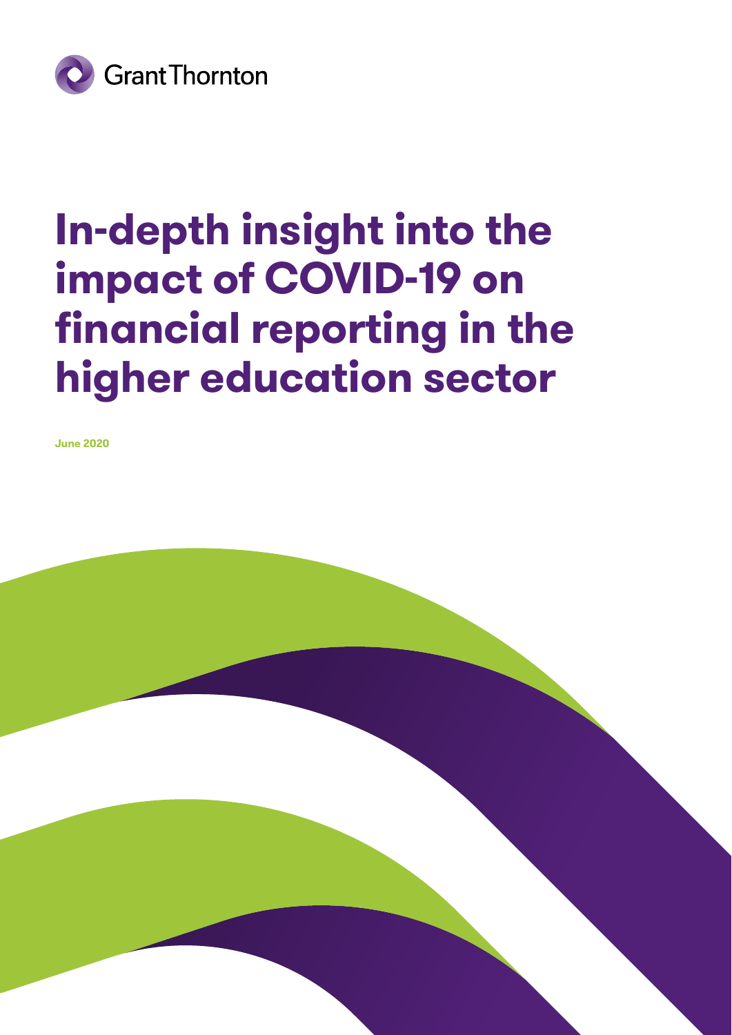Grant Thornton

# In-depth insight into the impact of COVID-19 on financial reporting in the higher education sector

**June 2020**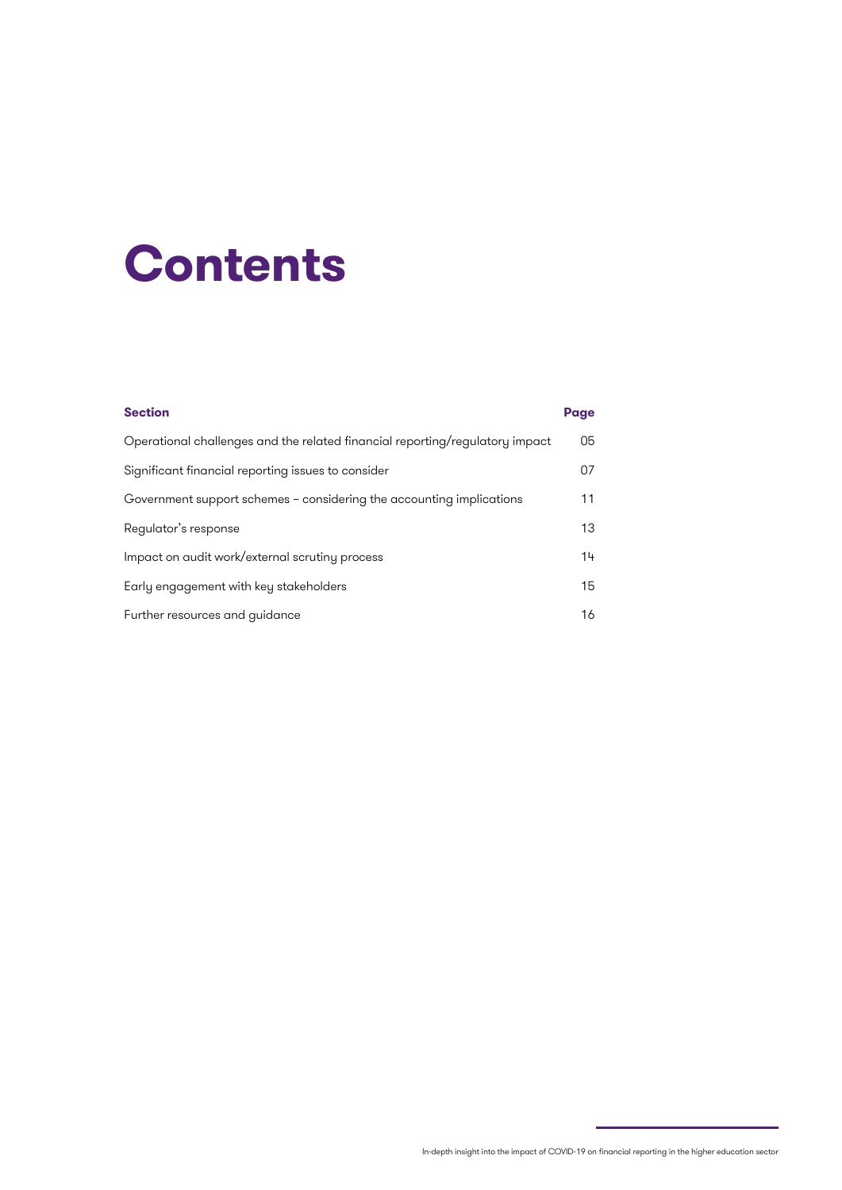# Contents

| Section | Page |
|---|---|
| Operational challenges and the related financial reporting/regulatory impact | 05 |
| Significant financial reporting issues to consider | 07 |
| Government support schemes – considering the accounting implications | 11 |
| Regulator's response | 13 |
| Impact on audit work/external scrutiny process | 14 |
| Early engagement with key stakeholders | 15 |
| Further resources and guidance | 16 |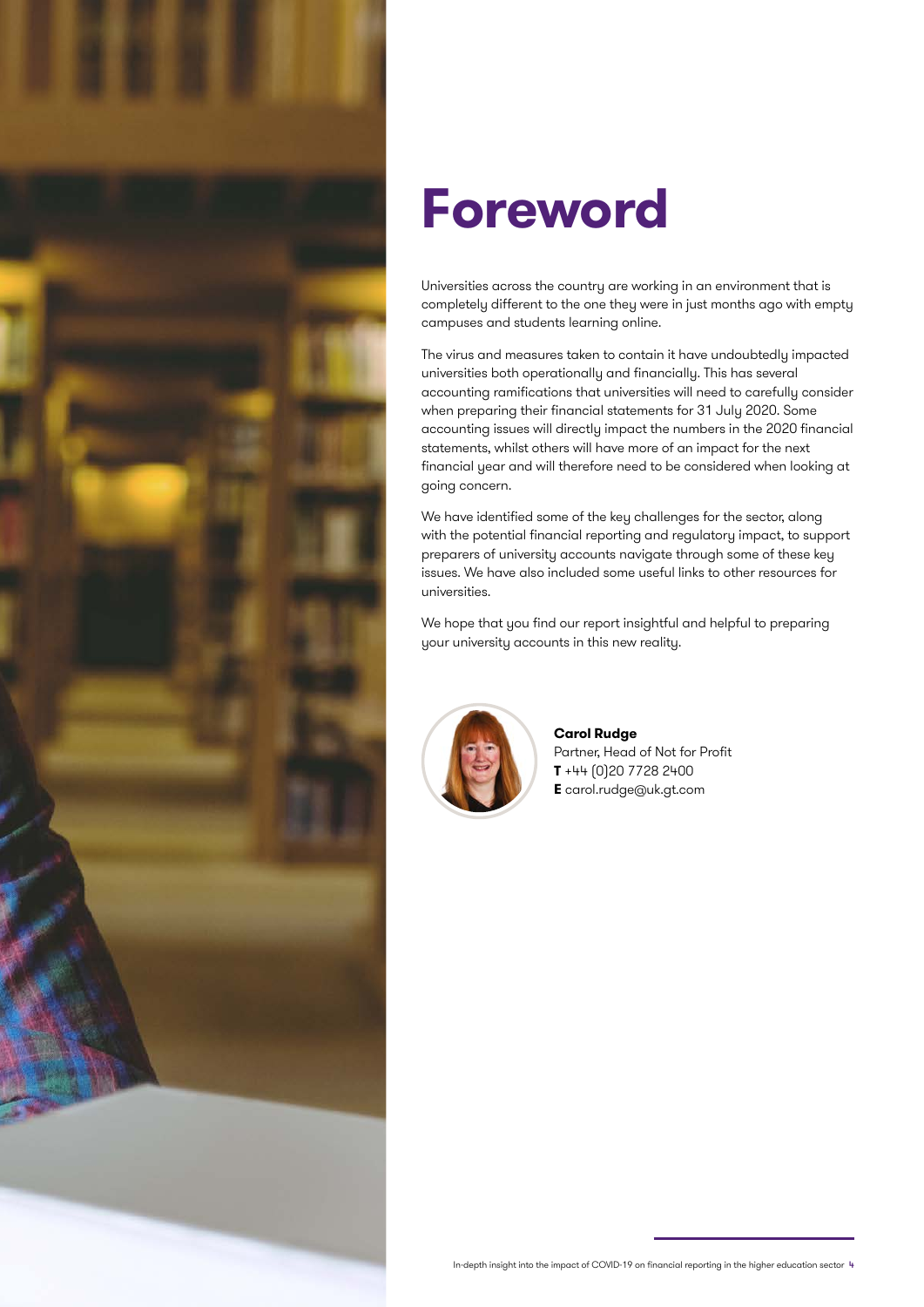# Foreword

Universities across the country are working in an environment that is completely different to the one they were in just months ago with empty campuses and students learning online.

The virus and measures taken to contain it have undoubtedly impacted universities both operationally and financially. This has several accounting ramifications that universities will need to carefully consider when preparing their financial statements for 31 July 2020. Some accounting issues will directly impact the numbers in the 2020 financial statements, whilst others will have more of an impact for the next financial year and will therefore need to be considered when looking at going concern.

We have identified some of the key challenges for the sector, along with the potential financial reporting and regulatory impact, to support preparers of university accounts navigate through some of these key issues. We have also included some useful links to other resources for universities.

We hope that you find our report insightful and helpful to preparing your university accounts in this new reality.

**Carol Rudge**
Partner, Head of Not for Profit
**T** +44 (0)20 7728 2400
**E** carol.rudge@uk.gt.com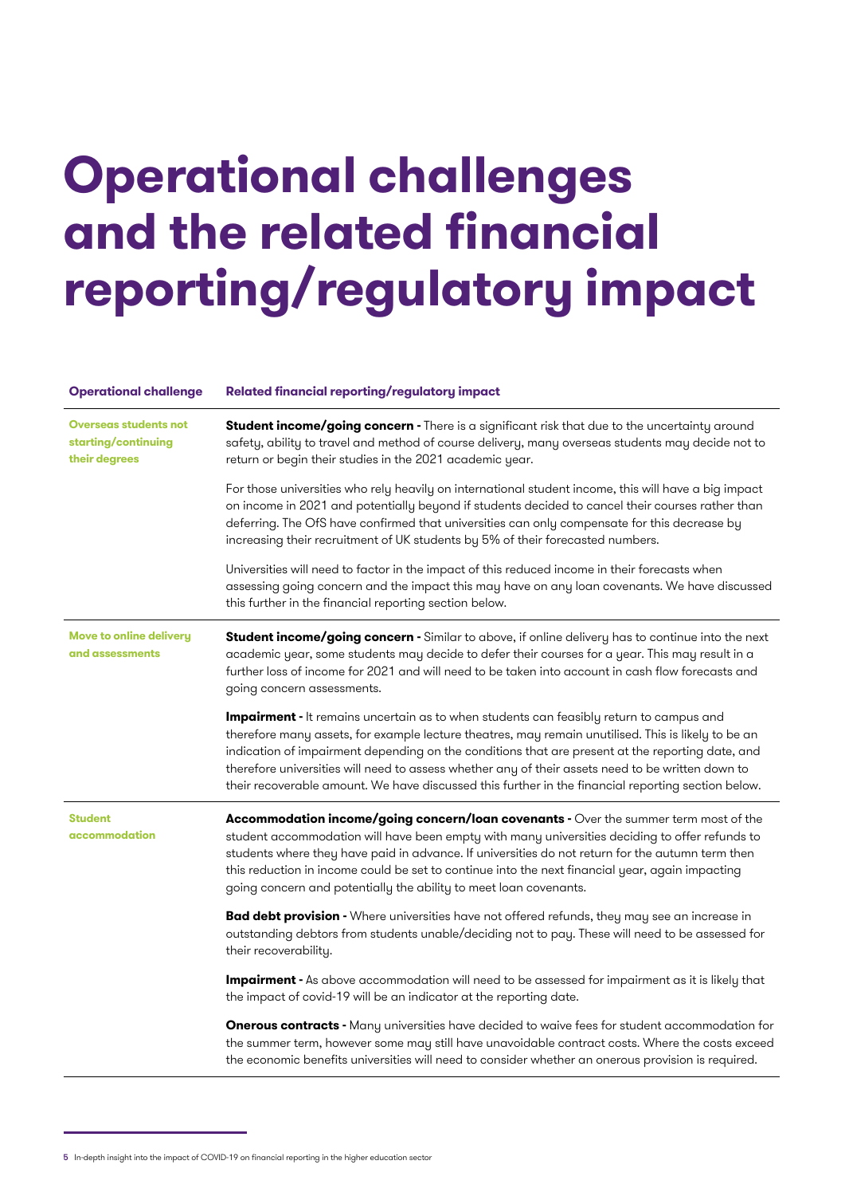# Operational challenges and the related financial reporting/regulatory impact

| Operational challenge | Related financial reporting/regulatory impact |
|---|---|
| **Overseas students not starting/continuing their degrees** | **Student income/going concern -** There is a significant risk that due to the uncertainty around safety, ability to travel and method of course delivery, many overseas students may decide not to return or begin their studies in the 2021 academic year.<br><br>For those universities who rely heavily on international student income, this will have a big impact on income in 2021 and potentially beyond if students decided to cancel their courses rather than deferring. The OfS have confirmed that universities can only compensate for this decrease by increasing their recruitment of UK students by 5% of their forecasted numbers.<br><br>Universities will need to factor in the impact of this reduced income in their forecasts when assessing going concern and the impact this may have on any loan covenants. We have discussed this further in the financial reporting section below. |
| **Move to online delivery and assessments** | **Student income/going concern -** Similar to above, if online delivery has to continue into the next academic year, some students may decide to defer their courses for a year. This may result in a further loss of income for 2021 and will need to be taken into account in cash flow forecasts and going concern assessments.<br><br>**Impairment -** It remains uncertain as to when students can feasibly return to campus and therefore many assets, for example lecture theatres, may remain unutilised. This is likely to be an indication of impairment depending on the conditions that are present at the reporting date, and therefore universities will need to assess whether any of their assets need to be written down to their recoverable amount. We have discussed this further in the financial reporting section below. |
| **Student accommodation** | **Accommodation income/going concern/loan covenants -** Over the summer term most of the student accommodation will have been empty with many universities deciding to offer refunds to students where they have paid in advance. If universities do not return for the autumn term then this reduction in income could be set to continue into the next financial year, again impacting going concern and potentially the ability to meet loan covenants.<br><br>**Bad debt provision -** Where universities have not offered refunds, they may see an increase in outstanding debtors from students unable/deciding not to pay. These will need to be assessed for their recoverability.<br><br>**Impairment -** As above accommodation will need to be assessed for impairment as it is likely that the impact of covid-19 will be an indicator at the reporting date.<br><br>**Onerous contracts -** Many universities have decided to waive fees for student accommodation for the summer term, however some may still have unavoidable contract costs. Where the costs exceed the economic benefits universities will need to consider whether an onerous provision is required. |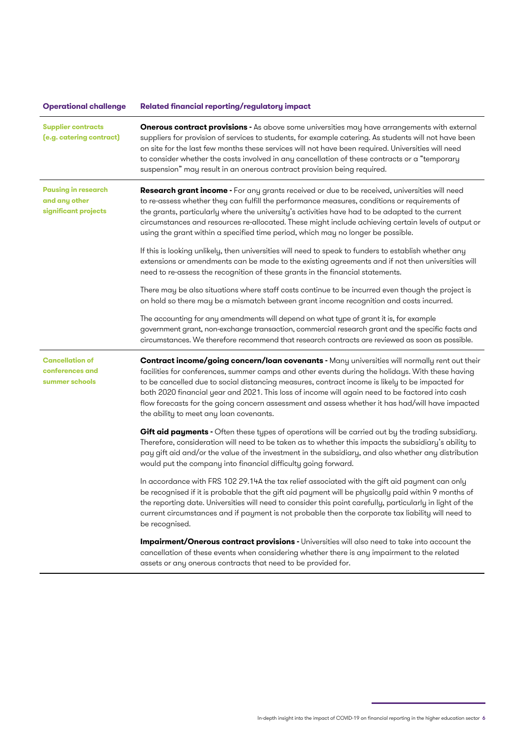| Operational challenge | Related financial reporting/regulatory impact |
| --- | --- |
| Supplier contracts (e.g. catering contract) | **Onerous contract provisions -** As above some universities may have arrangements with external suppliers for provision of services to students, for example catering. As students will not have been on site for the last few months these services will not have been required. Universities will need to consider whether the costs involved in any cancellation of these contracts or a "temporary suspension" may result in an onerous contract provision being required. |
| Pausing in research and any other significant projects | **Research grant income -** For any grants received or due to be received, universities will need to re-assess whether they can fulfill the performance measures, conditions or requirements of the grants, particularly where the university's activities have had to be adapted to the current circumstances and resources re-allocated. These might include achieving certain levels of output or using the grant within a specified time period, which may no longer be possible.<br><br>If this is looking unlikely, then universities will need to speak to funders to establish whether any extensions or amendments can be made to the existing agreements and if not then universities will need to re-assess the recognition of these grants in the financial statements.<br><br>There may be also situations where staff costs continue to be incurred even though the project is on hold so there may be a mismatch between grant income recognition and costs incurred.<br><br>The accounting for any amendments will depend on what type of grant it is, for example government grant, non-exchange transaction, commercial research grant and the specific facts and circumstances. We therefore recommend that research contracts are reviewed as soon as possible. |
| Cancellation of conferences and summer schools | **Contract income/going concern/loan covenants -** Many universities will normally rent out their facilities for conferences, summer camps and other events during the holidays. With these having to be cancelled due to social distancing measures, contract income is likely to be impacted for both 2020 financial year and 2021. This loss of income will again need to be factored into cash flow forecasts for the going concern assessment and assess whether it has had/will have impacted the ability to meet any loan covenants.<br><br>**Gift aid payments -** Often these types of operations will be carried out by the trading subsidiary. Therefore, consideration will need to be taken as to whether this impacts the subsidiary's ability to pay gift aid and/or the value of the investment in the subsidiary, and also whether any distribution would put the company into financial difficulty going forward.<br><br>In accordance with FRS 102 29.14A the tax relief associated with the gift aid payment can only be recognised if it is probable that the gift aid payment will be physically paid within 9 months of the reporting date. Universities will need to consider this point carefully, particularly in light of the current circumstances and if payment is not probable then the corporate tax liability will need to be recognised.<br><br>**Impairment/Onerous contract provisions -** Universities will also need to take into account the cancellation of these events when considering whether there is any impairment to the related assets or any onerous contracts that need to be provided for. |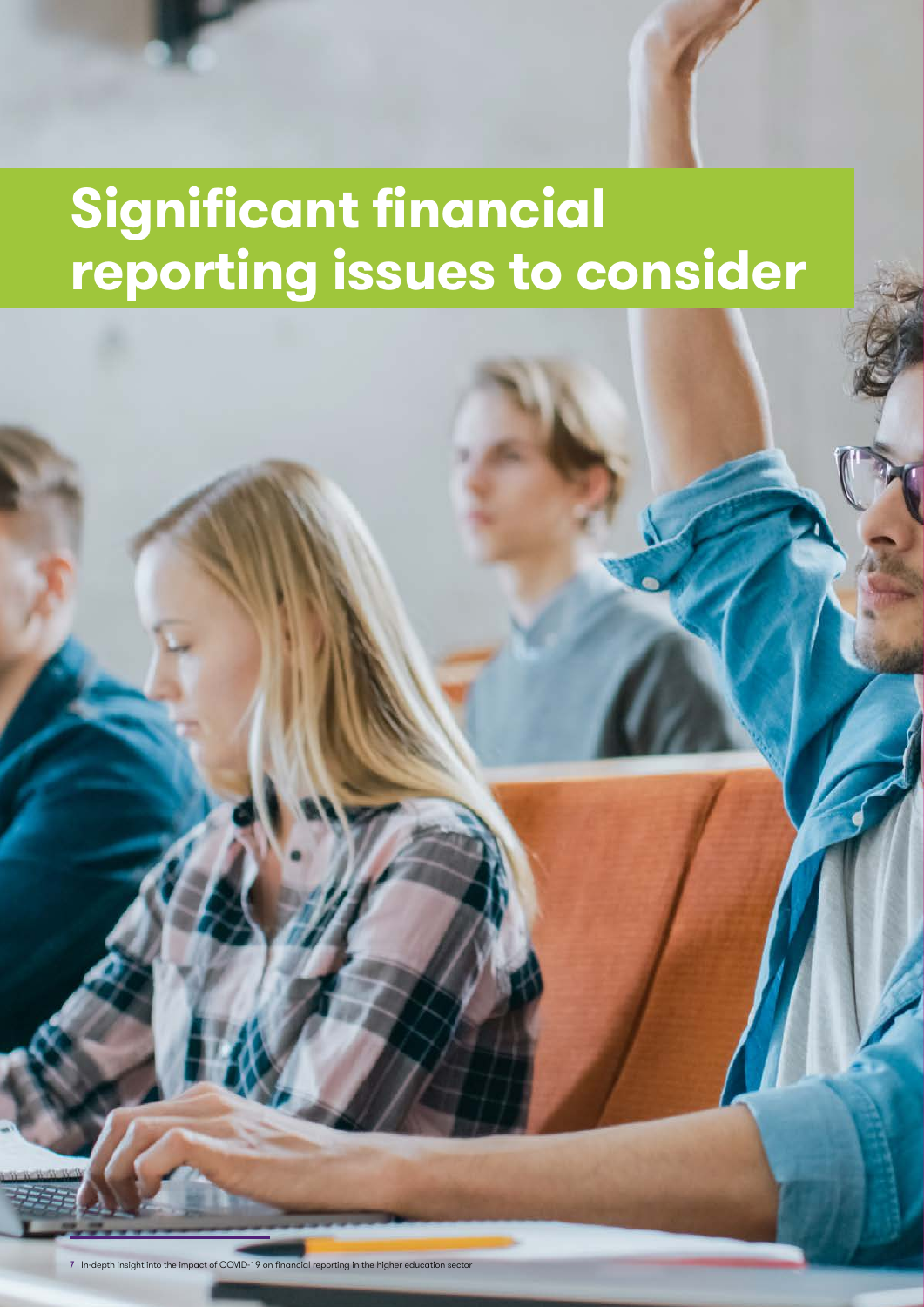# Significant financial reporting issues to consider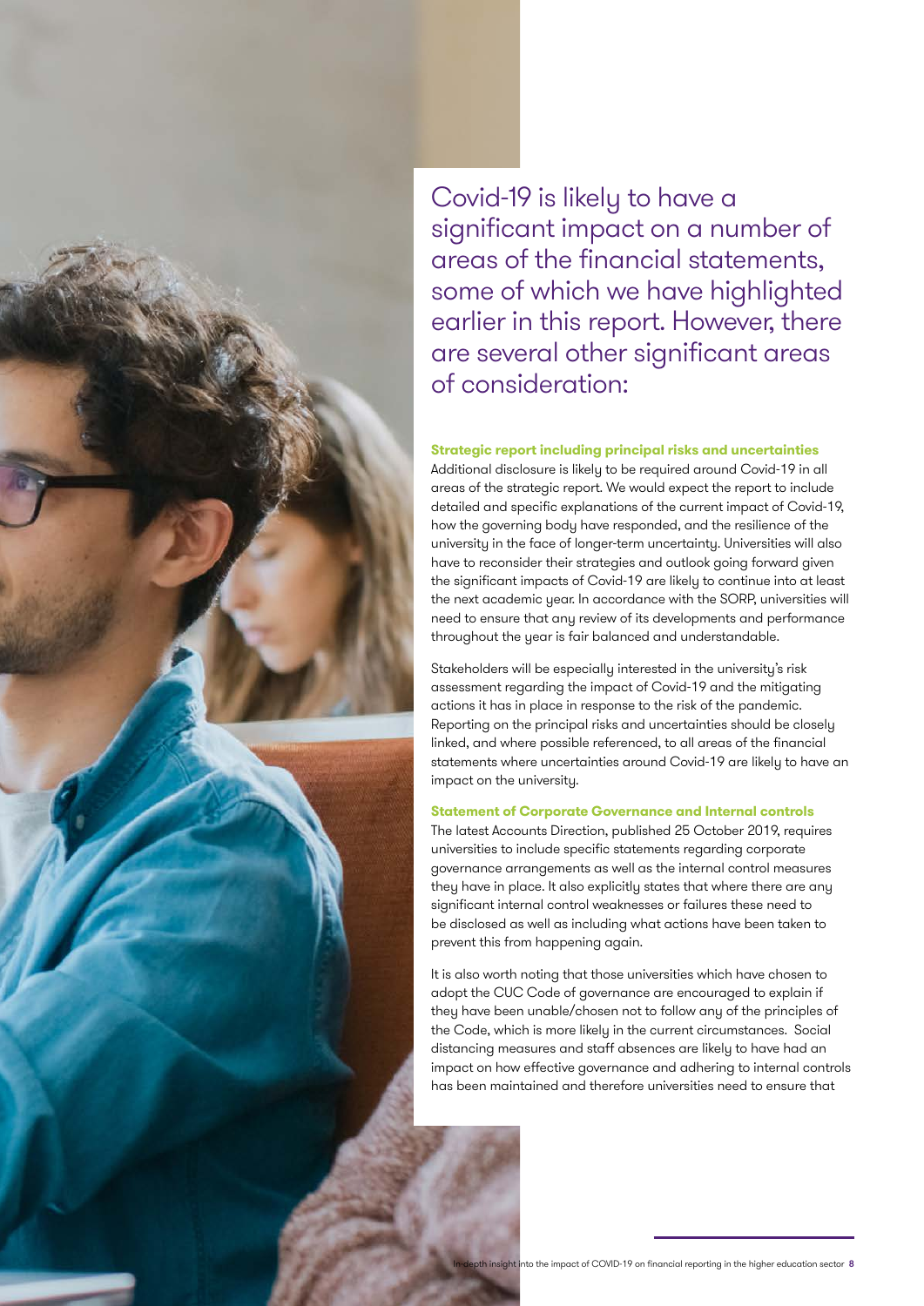Covid-19 is likely to have a significant impact on a number of areas of the financial statements, some of which we have highlighted earlier in this report. However, there are several other significant areas of consideration:

**Strategic report including principal risks and uncertainties**

Additional disclosure is likely to be required around Covid-19 in all areas of the strategic report. We would expect the report to include detailed and specific explanations of the current impact of Covid-19, how the governing body have responded, and the resilience of the university in the face of longer-term uncertainty. Universities will also have to reconsider their strategies and outlook going forward given the significant impacts of Covid-19 are likely to continue into at least the next academic year. In accordance with the SORP, universities will need to ensure that any review of its developments and performance throughout the year is fair balanced and understandable.

Stakeholders will be especially interested in the university's risk assessment regarding the impact of Covid-19 and the mitigating actions it has in place in response to the risk of the pandemic. Reporting on the principal risks and uncertainties should be closely linked, and where possible referenced, to all areas of the financial statements where uncertainties around Covid-19 are likely to have an impact on the university.

**Statement of Corporate Governance and Internal controls**

The latest Accounts Direction, published 25 October 2019, requires universities to include specific statements regarding corporate governance arrangements as well as the internal control measures they have in place. It also explicitly states that where there are any significant internal control weaknesses or failures these need to be disclosed as well as including what actions have been taken to prevent this from happening again.

It is also worth noting that those universities which have chosen to adopt the CUC Code of governance are encouraged to explain if they have been unable/chosen not to follow any of the principles of the Code, which is more likely in the current circumstances. Social distancing measures and staff absences are likely to have had an impact on how effective governance and adhering to internal controls has been maintained and therefore universities need to ensure that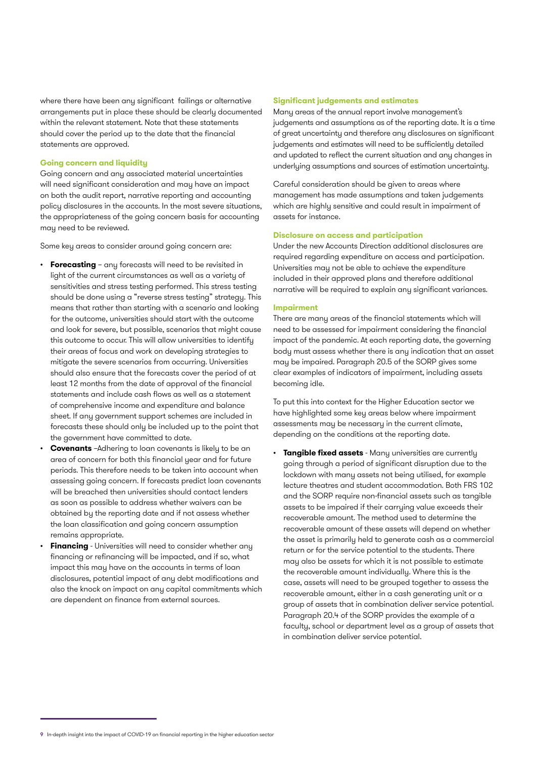where there have been any significant failings or alternative arrangements put in place these should be clearly documented within the relevant statement. Note that these statements should cover the period up to the date that the financial statements are approved.

### Going concern and liquidity

Going concern and any associated material uncertainties will need significant consideration and may have an impact on both the audit report, narrative reporting and accounting policy disclosures in the accounts. In the most severe situations, the appropriateness of the going concern basis for accounting may need to be reviewed.

Some key areas to consider around going concern are:

- **Forecasting** – any forecasts will need to be revisited in light of the current circumstances as well as a variety of sensitivities and stress testing performed. This stress testing should be done using a "reverse stress testing" strategy. This means that rather than starting with a scenario and looking for the outcome, universities should start with the outcome and look for severe, but possible, scenarios that might cause this outcome to occur. This will allow universities to identify their areas of focus and work on developing strategies to mitigate the severe scenarios from occurring. Universities should also ensure that the forecasts cover the period of at least 12 months from the date of approval of the financial statements and include cash flows as well as a statement of comprehensive income and expenditure and balance sheet. If any government support schemes are included in forecasts these should only be included up to the point that the government have committed to date.
- **Covenants** –Adhering to loan covenants is likely to be an area of concern for both this financial year and for future periods. This therefore needs to be taken into account when assessing going concern. If forecasts predict loan covenants will be breached then universities should contact lenders as soon as possible to address whether waivers can be obtained by the reporting date and if not assess whether the loan classification and going concern assumption remains appropriate.
- **Financing** - Universities will need to consider whether any financing or refinancing will be impacted, and if so, what impact this may have on the accounts in terms of loan disclosures, potential impact of any debt modifications and also the knock on impact on any capital commitments which are dependent on finance from external sources.

### Significant judgements and estimates

Many areas of the annual report involve management's judgements and assumptions as of the reporting date. It is a time of great uncertainty and therefore any disclosures on significant judgements and estimates will need to be sufficiently detailed and updated to reflect the current situation and any changes in underlying assumptions and sources of estimation uncertainty.

Careful consideration should be given to areas where management has made assumptions and taken judgements which are highly sensitive and could result in impairment of assets for instance.

### Disclosure on access and participation

Under the new Accounts Direction additional disclosures are required regarding expenditure on access and participation. Universities may not be able to achieve the expenditure included in their approved plans and therefore additional narrative will be required to explain any significant variances.

### Impairment

There are many areas of the financial statements which will need to be assessed for impairment considering the financial impact of the pandemic. At each reporting date, the governing body must assess whether there is any indication that an asset may be impaired. Paragraph 20.5 of the SORP gives some clear examples of indicators of impairment, including assets becoming idle.

To put this into context for the Higher Education sector we have highlighted some key areas below where impairment assessments may be necessary in the current climate, depending on the conditions at the reporting date.

- **Tangible fixed assets** - Many universities are currently going through a period of significant disruption due to the lockdown with many assets not being utilised, for example lecture theatres and student accommodation. Both FRS 102 and the SORP require non-financial assets such as tangible assets to be impaired if their carrying value exceeds their recoverable amount. The method used to determine the recoverable amount of these assets will depend on whether the asset is primarily held to generate cash as a commercial return or for the service potential to the students. There may also be assets for which it is not possible to estimate the recoverable amount individually. Where this is the case, assets will need to be grouped together to assess the recoverable amount, either in a cash generating unit or a group of assets that in combination deliver service potential. Paragraph 20.4 of the SORP provides the example of a faculty, school or department level as a group of assets that in combination deliver service potential.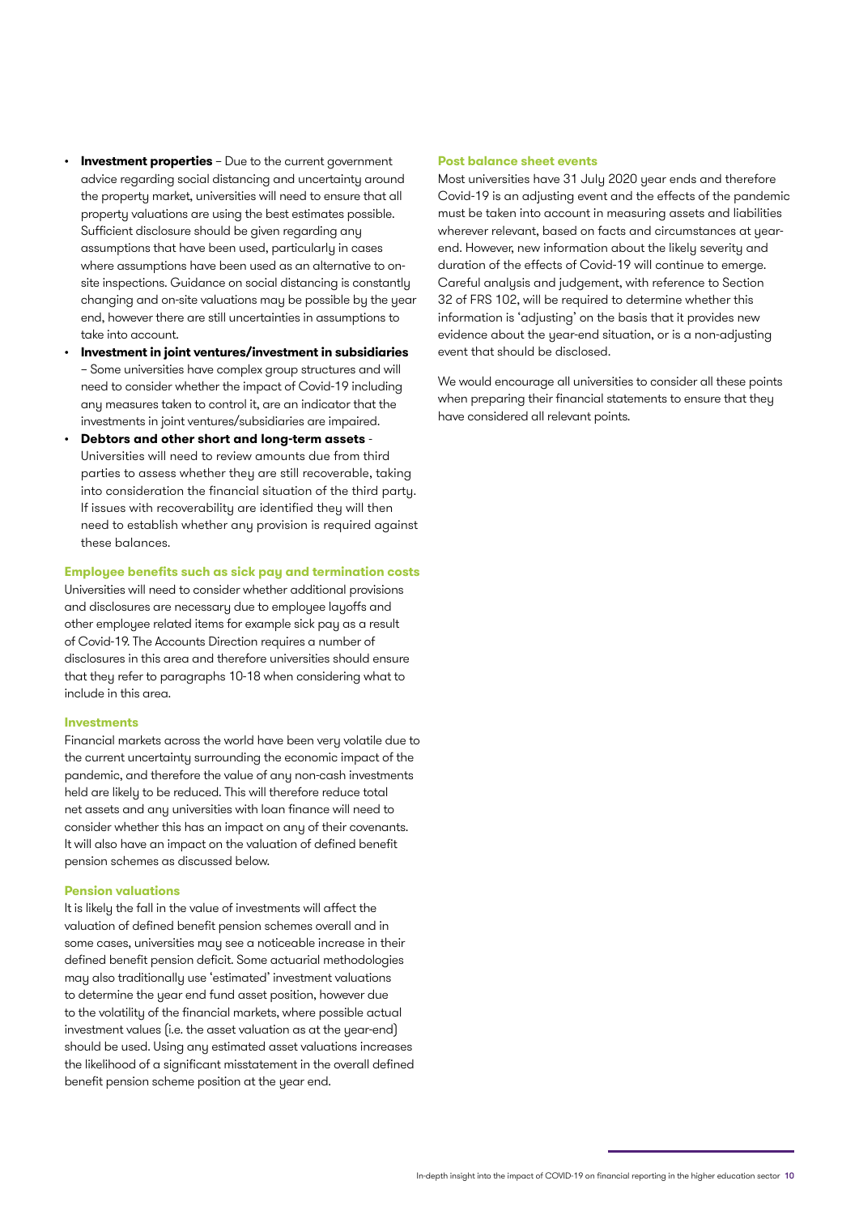- **Investment properties** – Due to the current government advice regarding social distancing and uncertainty around the property market, universities will need to ensure that all property valuations are using the best estimates possible. Sufficient disclosure should be given regarding any assumptions that have been used, particularly in cases where assumptions have been used as an alternative to on-site inspections. Guidance on social distancing is constantly changing and on-site valuations may be possible by the year end, however there are still uncertainties in assumptions to take into account.
- **Investment in joint ventures/investment in subsidiaries** – Some universities have complex group structures and will need to consider whether the impact of Covid-19 including any measures taken to control it, are an indicator that the investments in joint ventures/subsidiaries are impaired.
- **Debtors and other short and long-term assets** - Universities will need to review amounts due from third parties to assess whether they are still recoverable, taking into consideration the financial situation of the third party. If issues with recoverability are identified they will then need to establish whether any provision is required against these balances.

### Employee benefits such as sick pay and termination costs

Universities will need to consider whether additional provisions and disclosures are necessary due to employee layoffs and other employee related items for example sick pay as a result of Covid-19. The Accounts Direction requires a number of disclosures in this area and therefore universities should ensure that they refer to paragraphs 10-18 when considering what to include in this area.

### Investments

Financial markets across the world have been very volatile due to the current uncertainty surrounding the economic impact of the pandemic, and therefore the value of any non-cash investments held are likely to be reduced. This will therefore reduce total net assets and any universities with loan finance will need to consider whether this has an impact on any of their covenants. It will also have an impact on the valuation of defined benefit pension schemes as discussed below.

### Pension valuations

It is likely the fall in the value of investments will affect the valuation of defined benefit pension schemes overall and in some cases, universities may see a noticeable increase in their defined benefit pension deficit. Some actuarial methodologies may also traditionally use 'estimated' investment valuations to determine the year end fund asset position, however due to the volatility of the financial markets, where possible actual investment values (i.e. the asset valuation as at the year-end) should be used. Using any estimated asset valuations increases the likelihood of a significant misstatement in the overall defined benefit pension scheme position at the year end.

### Post balance sheet events

Most universities have 31 July 2020 year ends and therefore Covid-19 is an adjusting event and the effects of the pandemic must be taken into account in measuring assets and liabilities wherever relevant, based on facts and circumstances at year-end. However, new information about the likely severity and duration of the effects of Covid-19 will continue to emerge. Careful analysis and judgement, with reference to Section 32 of FRS 102, will be required to determine whether this information is 'adjusting' on the basis that it provides new evidence about the year-end situation, or is a non-adjusting event that should be disclosed.

We would encourage all universities to consider all these points when preparing their financial statements to ensure that they have considered all relevant points.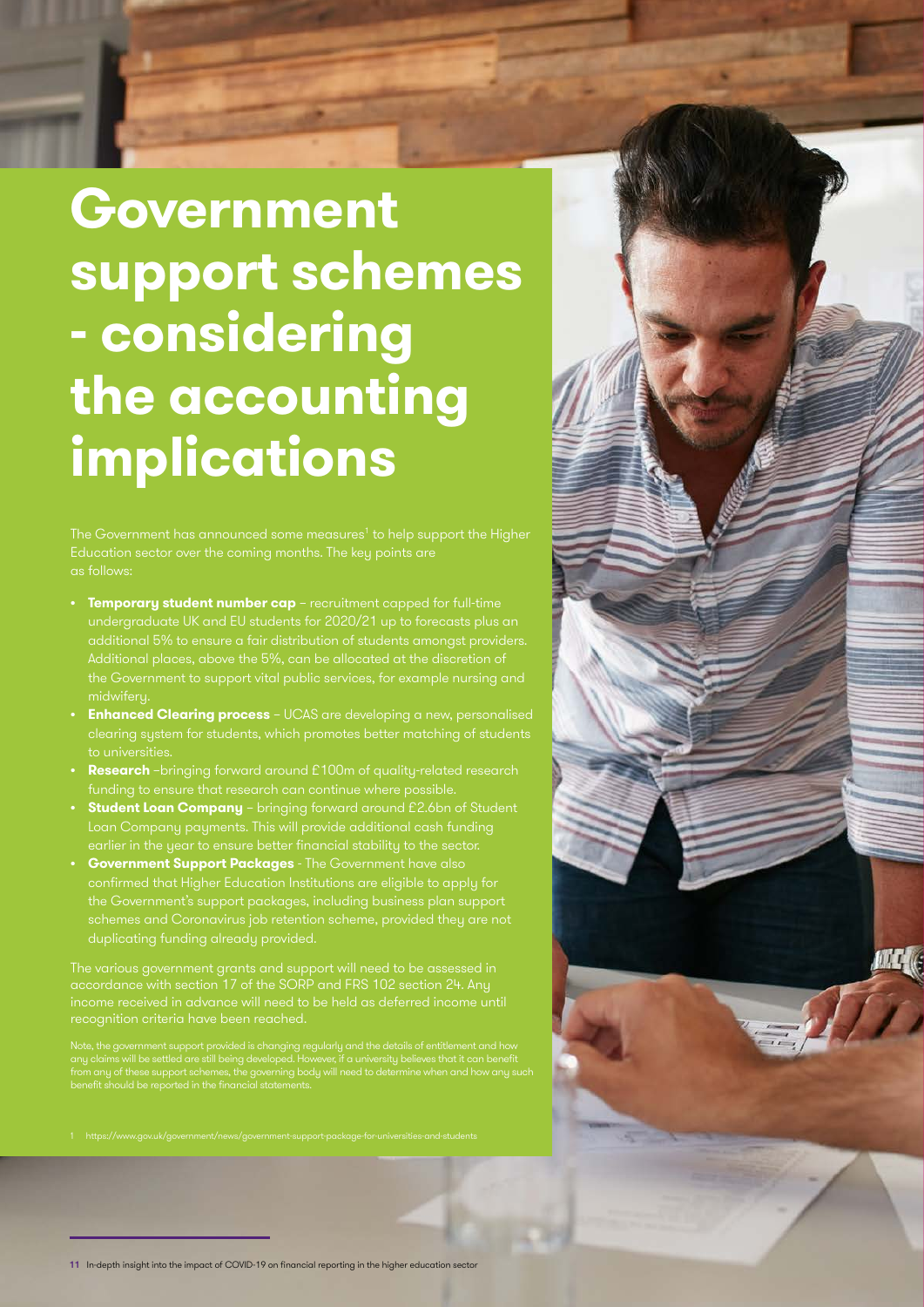# Government support schemes - considering the accounting implications

The Government has announced some measures[1] to help support the Higher Education sector over the coming months. The key points are as follows:

- **Temporary student number cap** – recruitment capped for full-time undergraduate UK and EU students for 2020/21 up to forecasts plus an additional 5% to ensure a fair distribution of students amongst providers. Additional places, above the 5%, can be allocated at the discretion of the Government to support vital public services, for example nursing and midwifery.
- **Enhanced Clearing process** – UCAS are developing a new, personalised clearing system for students, which promotes better matching of students to universities.
- **Research** –bringing forward around £100m of quality-related research funding to ensure that research can continue where possible.
- **Student Loan Company** – bringing forward around £2.6bn of Student Loan Company payments. This will provide additional cash funding earlier in the year to ensure better financial stability to the sector.
- **Government Support Packages** - The Government have also confirmed that Higher Education Institutions are eligible to apply for the Government's support packages, including business plan support schemes and Coronavirus job retention scheme, provided they are not duplicating funding already provided.

The various government grants and support will need to be assessed in accordance with section 17 of the SORP and FRS 102 section 24. Any income received in advance will need to be held as deferred income until recognition criteria have been reached.

Note, the government support provided is changing regularly and the details of entitlement and how any claims will be settled are still being developed. However, if a university believes that it can benefit from any of these support schemes, the governing body will need to determine when and how any such benefit should be reported in the financial statements.

1 https://www.gov.uk/government/news/government-support-package-for-universities-and-students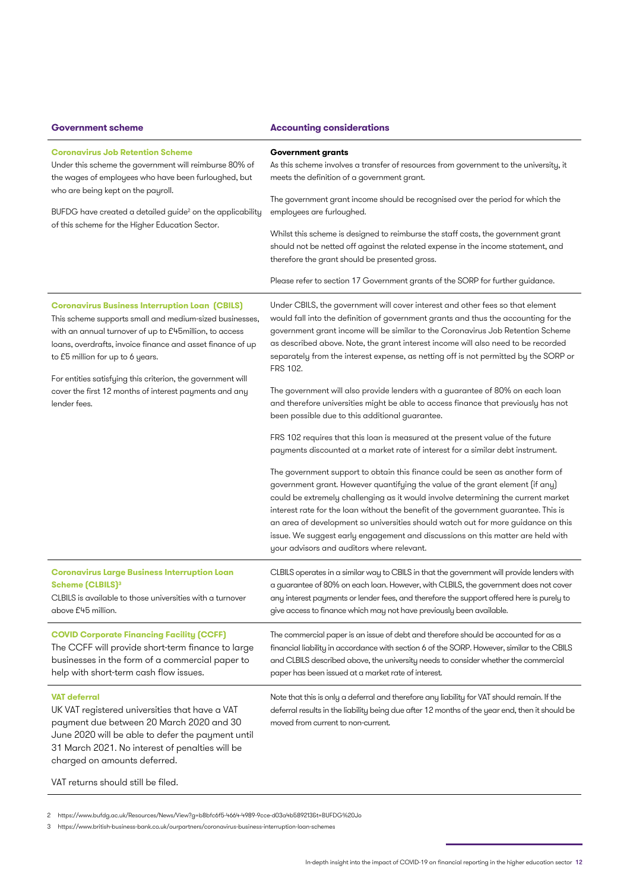| Government scheme | Accounting considerations |
| --- | --- |
| **Coronavirus Job Retention Scheme**<br>Under this scheme the government will reimburse 80% of the wages of employees who have been furloughed, but who are being kept on the payroll.<br><br>BUFDG have created a detailed guide[2] on the applicability of this scheme for the Higher Education Sector. | **Government grants**<br>As this scheme involves a transfer of resources from government to the university, it meets the definition of a government grant.<br><br>The government grant income should be recognised over the period for which the employees are furloughed.<br><br>Whilst this scheme is designed to reimburse the staff costs, the government grant should not be netted off against the related expense in the income statement, and therefore the grant should be presented gross.<br><br>Please refer to section 17 Government grants of the SORP for further guidance. |
| **Coronavirus Business Interruption Loan (CBILS)**<br>This scheme supports small and medium-sized businesses, with an annual turnover of up to £45million, to access loans, overdrafts, invoice finance and asset finance of up to £5 million for up to 6 years.<br><br>For entities satisfying this criterion, the government will cover the first 12 months of interest payments and any lender fees. | Under CBILS, the government will cover interest and other fees so that element would fall into the definition of government grants and thus the accounting for the government grant income will be similar to the Coronavirus Job Retention Scheme as described above. Note, the grant interest income will also need to be recorded separately from the interest expense, as netting off is not permitted by the SORP or FRS 102.<br><br>The government will also provide lenders with a guarantee of 80% on each loan and therefore universities might be able to access finance that previously has not been possible due to this additional guarantee.<br><br>FRS 102 requires that this loan is measured at the present value of the future payments discounted at a market rate of interest for a similar debt instrument.<br><br>The government support to obtain this finance could be seen as another form of government grant. However quantifying the value of the grant element (if any) could be extremely challenging as it would involve determining the current market interest rate for the loan without the benefit of the government guarantee. This is an area of development so universities should watch out for more guidance on this issue. We suggest early engagement and discussions on this matter are held with your advisors and auditors where relevant. |
| **Coronavirus Large Business Interruption Loan Scheme (CLBILS)**[3]<br>CLBILS is available to those universities with a turnover above £45 million. | CLBILS operates in a similar way to CBILS in that the government will provide lenders with a guarantee of 80% on each loan. However, with CLBILS, the government does not cover any interest payments or lender fees, and therefore the support offered here is purely to give access to finance which may not have previously been available. |
| **COVID Corporate Financing Facility (CCFF)**<br>The CCFF will provide short-term finance to large businesses in the form of a commercial paper to help with short-term cash flow issues. | The commercial paper is an issue of debt and therefore should be accounted for as a financial liability in accordance with section 6 of the SORP. However, similar to the CBILS and CLBILS described above, the university needs to consider whether the commercial paper has been issued at a market rate of interest. |
| **VAT deferral**<br>UK VAT registered universities that have a VAT payment due between 20 March 2020 and 30 June 2020 will be able to defer the payment until 31 March 2021. No interest of penalties will be charged on amounts deferred.<br><br>VAT returns should still be filed. | Note that this is only a deferral and therefore any liability for VAT should remain. If the deferral results in the liability being due after 12 months of the year end, then it should be moved from current to non-current. |

2 https://www.bufdg.ac.uk/Resources/News/View?g=b8bfc6f5-4664-4989-9cce-d03a4b589213&t=BUFDG%20Jo

3 https://www.british-business-bank.co.uk/ourpartners/coronavirus-business-interruption-loan-schemes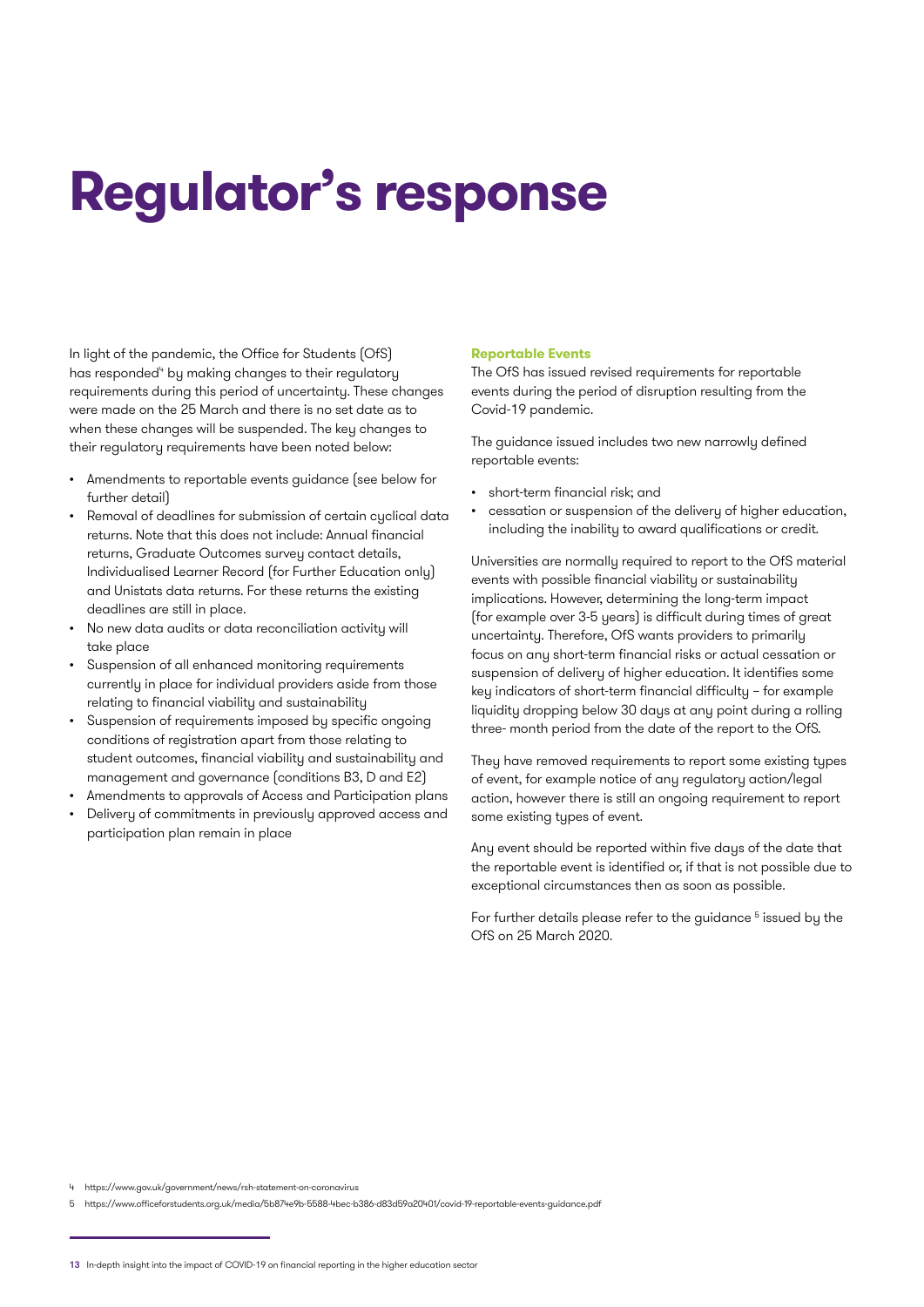# Regulator's response

In light of the pandemic, the Office for Students (OfS) has responded[4] by making changes to their regulatory requirements during this period of uncertainty. These changes were made on the 25 March and there is no set date as to when these changes will be suspended. The key changes to their regulatory requirements have been noted below:

- Amendments to reportable events guidance (see below for further detail)
- Removal of deadlines for submission of certain cyclical data returns. Note that this does not include: Annual financial returns, Graduate Outcomes survey contact details, Individualised Learner Record (for Further Education only) and Unistats data returns. For these returns the existing deadlines are still in place.
- No new data audits or data reconciliation activity will take place
- Suspension of all enhanced monitoring requirements currently in place for individual providers aside from those relating to financial viability and sustainability
- Suspension of requirements imposed by specific ongoing conditions of registration apart from those relating to student outcomes, financial viability and sustainability and management and governance (conditions B3, D and E2)
- Amendments to approvals of Access and Participation plans
- Delivery of commitments in previously approved access and participation plan remain in place

**Reportable Events**

The OfS has issued revised requirements for reportable events during the period of disruption resulting from the Covid-19 pandemic.

The guidance issued includes two new narrowly defined reportable events:

- short-term financial risk; and
- cessation or suspension of the delivery of higher education, including the inability to award qualifications or credit.

Universities are normally required to report to the OfS material events with possible financial viability or sustainability implications. However, determining the long-term impact (for example over 3-5 years) is difficult during times of great uncertainty. Therefore, OfS wants providers to primarily focus on any short-term financial risks or actual cessation or suspension of delivery of higher education. It identifies some key indicators of short-term financial difficulty – for example liquidity dropping below 30 days at any point during a rolling three- month period from the date of the report to the OfS.

They have removed requirements to report some existing types of event, for example notice of any regulatory action/legal action, however there is still an ongoing requirement to report some existing types of event.

Any event should be reported within five days of the date that the reportable event is identified or, if that is not possible due to exceptional circumstances then as soon as possible.

For further details please refer to the guidance [5] issued by the OfS on 25 March 2020.

4 https://www.gov.uk/government/news/rsh-statement-on-coronavirus

5 https://www.officeforstudents.org.uk/media/5b874e9b-5588-4bec-b386-d83d59a20401/covid-19-reportable-events-guidance.pdf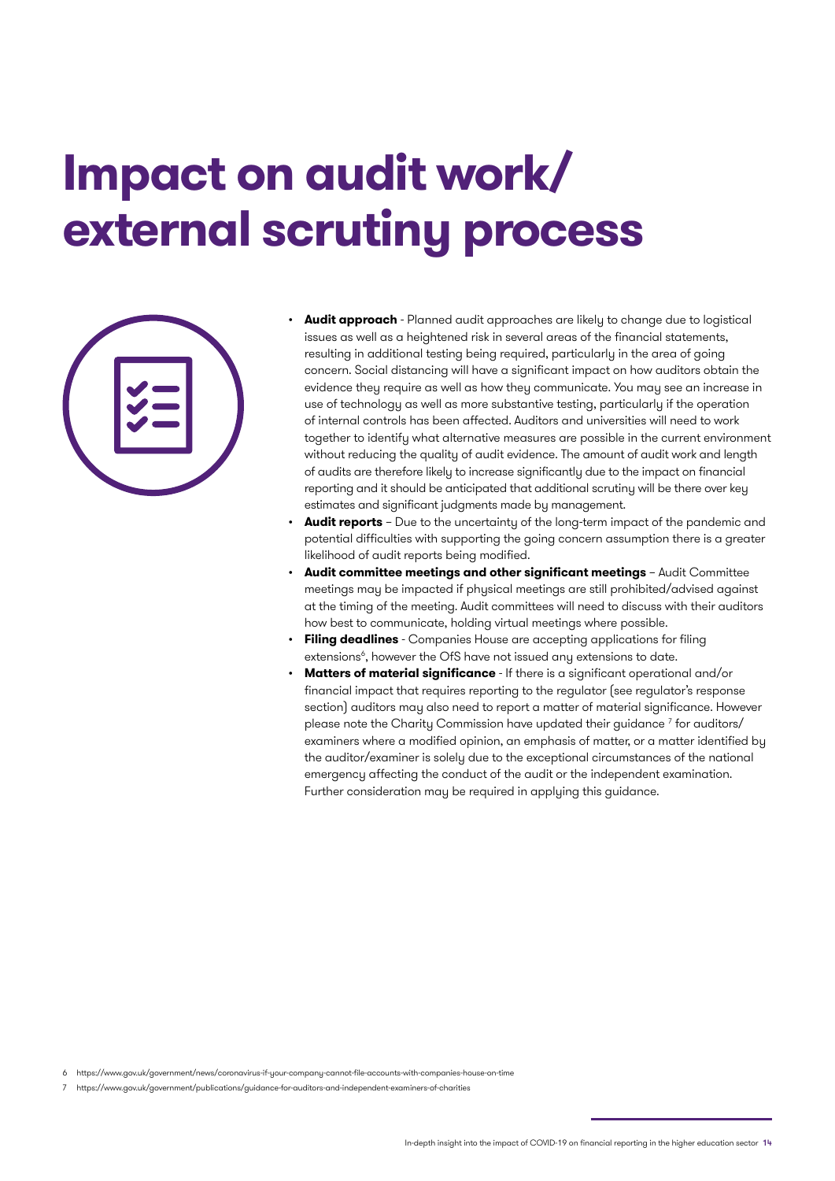# Impact on audit work/ external scrutiny process

- **Audit approach** - Planned audit approaches are likely to change due to logistical issues as well as a heightened risk in several areas of the financial statements, resulting in additional testing being required, particularly in the area of going concern. Social distancing will have a significant impact on how auditors obtain the evidence they require as well as how they communicate. You may see an increase in use of technology as well as more substantive testing, particularly if the operation of internal controls has been affected. Auditors and universities will need to work together to identify what alternative measures are possible in the current environment without reducing the quality of audit evidence. The amount of audit work and length of audits are therefore likely to increase significantly due to the impact on financial reporting and it should be anticipated that additional scrutiny will be there over key estimates and significant judgments made by management.
- **Audit reports** – Due to the uncertainty of the long-term impact of the pandemic and potential difficulties with supporting the going concern assumption there is a greater likelihood of audit reports being modified.
- **Audit committee meetings and other significant meetings** – Audit Committee meetings may be impacted if physical meetings are still prohibited/advised against at the timing of the meeting. Audit committees will need to discuss with their auditors how best to communicate, holding virtual meetings where possible.
- **Filing deadlines** - Companies House are accepting applications for filing extensions[6], however the OfS have not issued any extensions to date.
- **Matters of material significance** - If there is a significant operational and/or financial impact that requires reporting to the regulator (see regulator's response section) auditors may also need to report a matter of material significance. However please note the Charity Commission have updated their guidance [7] for auditors/ examiners where a modified opinion, an emphasis of matter, or a matter identified by the auditor/examiner is solely due to the exceptional circumstances of the national emergency affecting the conduct of the audit or the independent examination. Further consideration may be required in applying this guidance.

6 https://www.gov.uk/government/news/coronavirus-if-your-company-cannot-file-accounts-with-companies-house-on-time

7 https://www.gov.uk/government/publications/guidance-for-auditors-and-independent-examiners-of-charities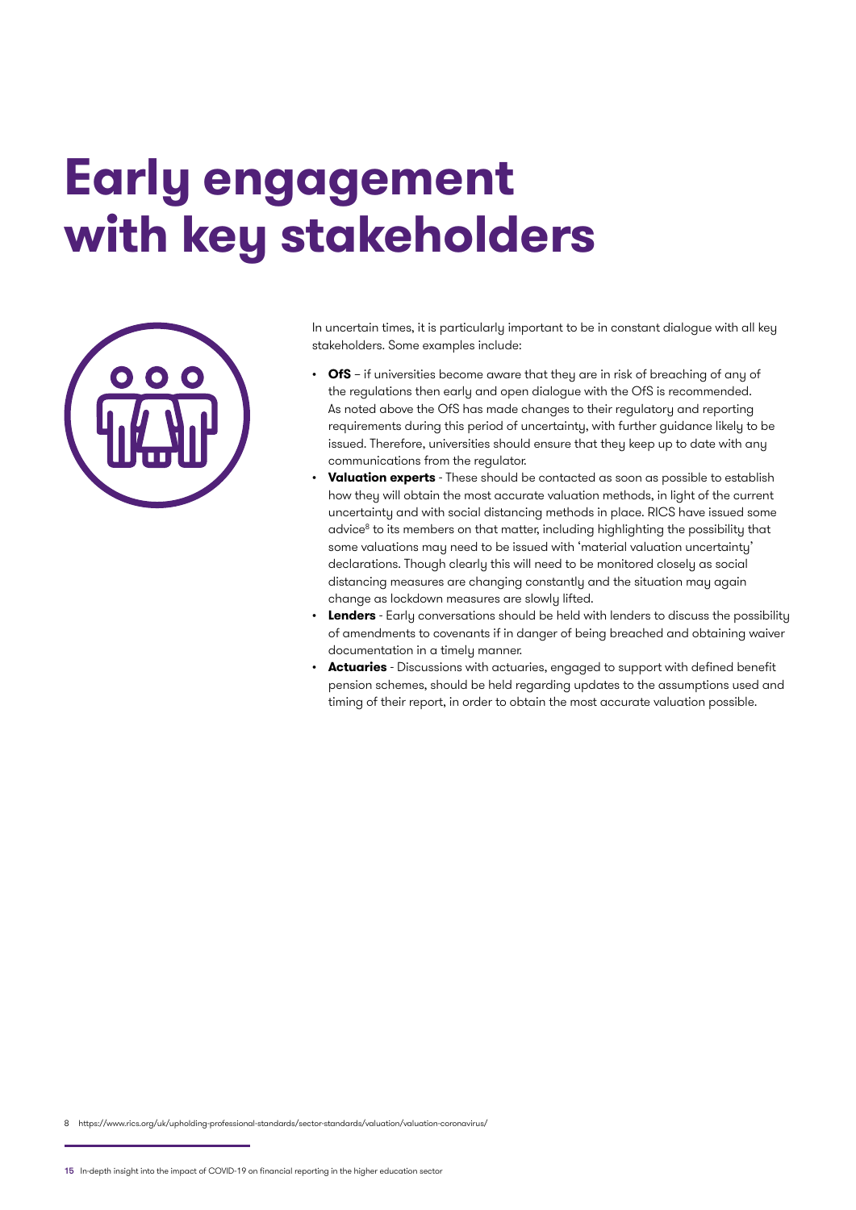# Early engagement with key stakeholders

In uncertain times, it is particularly important to be in constant dialogue with all key stakeholders. Some examples include:

- **OfS** – if universities become aware that they are in risk of breaching of any of the regulations then early and open dialogue with the OfS is recommended. As noted above the OfS has made changes to their regulatory and reporting requirements during this period of uncertainty, with further guidance likely to be issued. Therefore, universities should ensure that they keep up to date with any communications from the regulator.
- **Valuation experts** - These should be contacted as soon as possible to establish how they will obtain the most accurate valuation methods, in light of the current uncertainty and with social distancing methods in place. RICS have issued some advice[8] to its members on that matter, including highlighting the possibility that some valuations may need to be issued with 'material valuation uncertainty' declarations. Though clearly this will need to be monitored closely as social distancing measures are changing constantly and the situation may again change as lockdown measures are slowly lifted.
- **Lenders** - Early conversations should be held with lenders to discuss the possibility of amendments to covenants if in danger of being breached and obtaining waiver documentation in a timely manner.
- **Actuaries** - Discussions with actuaries, engaged to support with defined benefit pension schemes, should be held regarding updates to the assumptions used and timing of their report, in order to obtain the most accurate valuation possible.

8 https://www.rics.org/uk/upholding-professional-standards/sector-standards/valuation/valuation-coronavirus/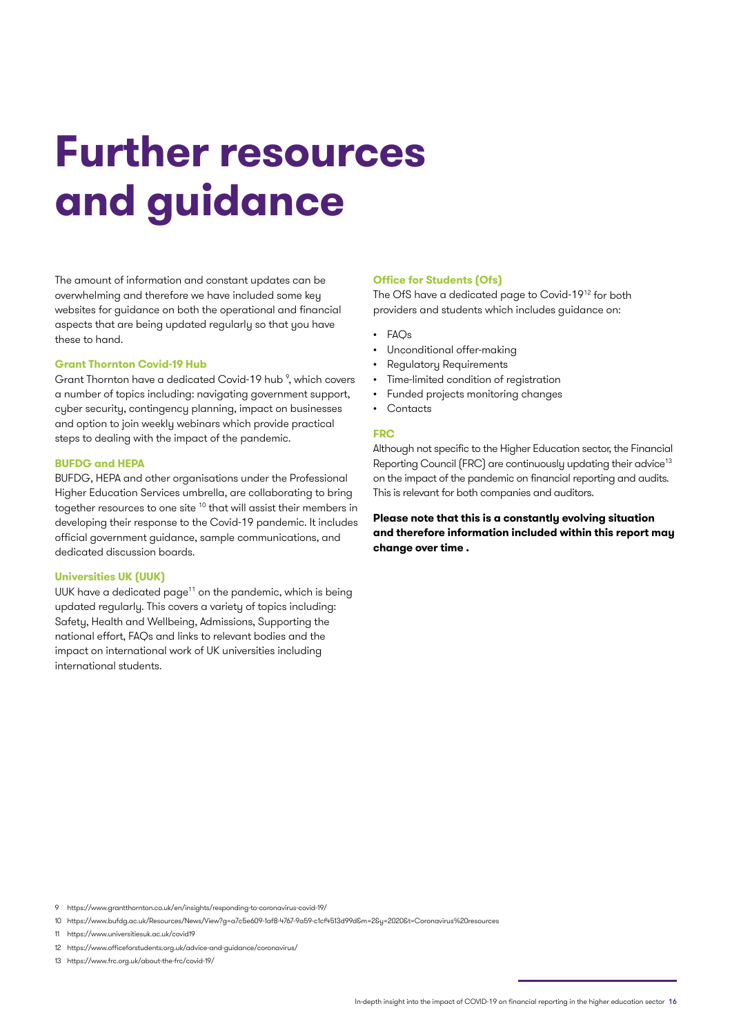# Further resources and guidance

The amount of information and constant updates can be overwhelming and therefore we have included some key websites for guidance on both the operational and financial aspects that are being updated regularly so that you have these to hand.

### Grant Thornton Covid-19 Hub

Grant Thornton have a dedicated Covid-19 hub [9], which covers a number of topics including: navigating government support, cyber security, contingency planning, impact on businesses and option to join weekly webinars which provide practical steps to dealing with the impact of the pandemic.

### BUFDG and HEPA

BUFDG, HEPA and other organisations under the Professional Higher Education Services umbrella, are collaborating to bring together resources to one site [10] that will assist their members in developing their response to the Covid-19 pandemic. It includes official government guidance, sample communications, and dedicated discussion boards.

### Universities UK (UUK)

UUK have a dedicated page[11] on the pandemic, which is being updated regularly. This covers a variety of topics including: Safety, Health and Wellbeing, Admissions, Supporting the national effort, FAQs and links to relevant bodies and the impact on international work of UK universities including international students.

### Office for Students (Ofs)

The OfS have a dedicated page to Covid-19[12] for both providers and students which includes guidance on:

- FAQs
- Unconditional offer-making
- Regulatory Requirements
- Time-limited condition of registration
- Funded projects monitoring changes
- Contacts

### FRC

Although not specific to the Higher Education sector, the Financial Reporting Council (FRC) are continuously updating their advice[13] on the impact of the pandemic on financial reporting and audits. This is relevant for both companies and auditors.

**Please note that this is a constantly evolving situation and therefore information included within this report may change over time .**

9 https://www.grantthornton.co.uk/en/insights/responding-to-coronavirus-covid-19/

10 https://www.bufdg.ac.uk/Resources/News/View?g=a7c5e609-1af8-4767-9a59-c1cf4513d99d&m=2&y=2020&t=Coronavirus%20resources

11 https://www.universitiesuk.ac.uk/covid19

12 https://www.officeforstudents.org.uk/advice-and-guidance/coronavirus/

13 https://www.frc.org.uk/about-the-frc/covid-19/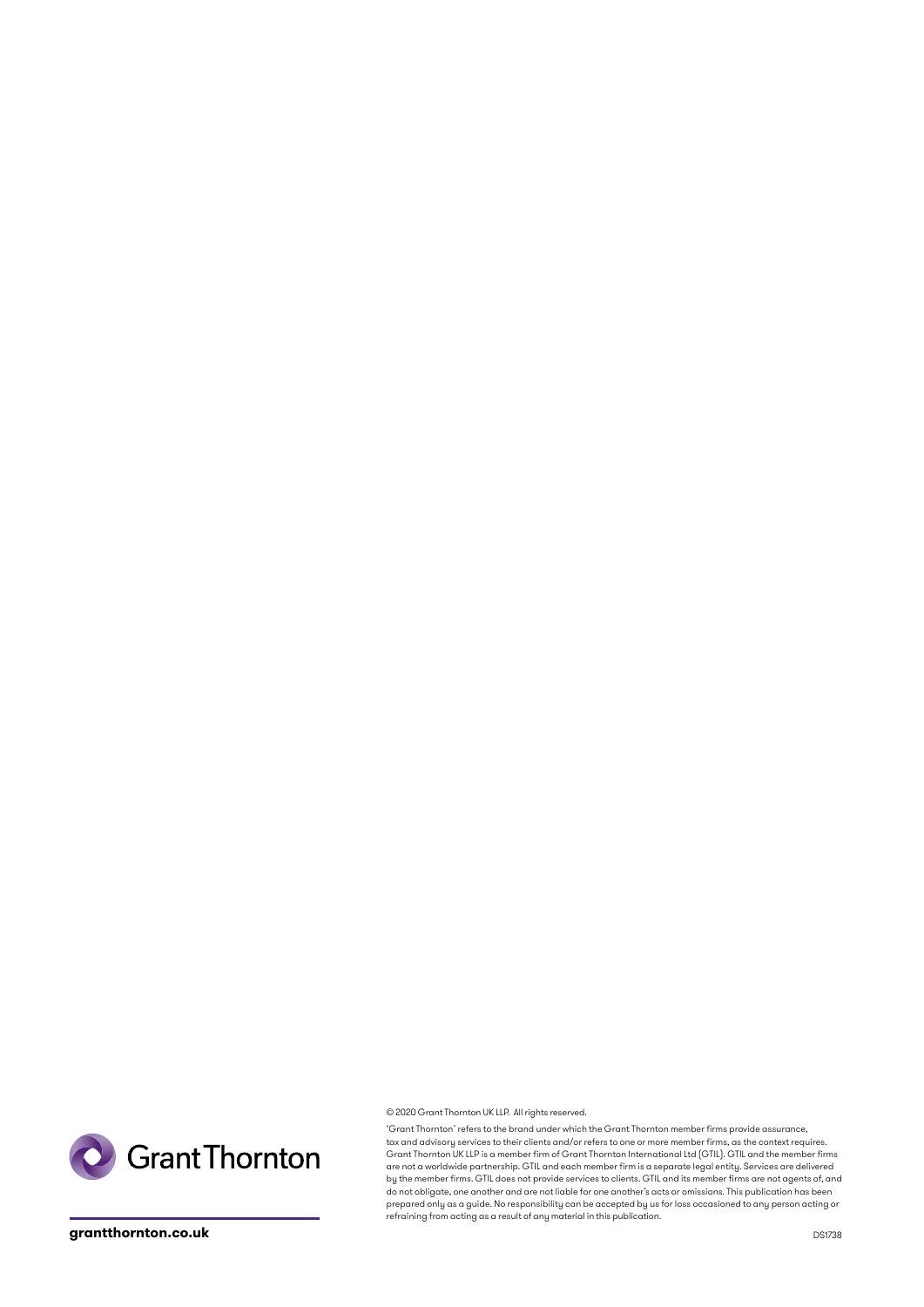Grant Thornton

**grantthornton.co.uk**

© 2020 Grant Thornton UK LLP. All rights reserved.

'Grant Thornton' refers to the brand under which the Grant Thornton member firms provide assurance, tax and advisory services to their clients and/or refers to one or more member firms, as the context requires. Grant Thornton UK LLP is a member firm of Grant Thornton International Ltd (GTIL). GTIL and the member firms are not a worldwide partnership. GTIL and each member firm is a separate legal entity. Services are delivered by the member firms. GTIL does not provide services to clients. GTIL and its member firms are not agents of, and do not obligate, one another and are not liable for one another's acts or omissions. This publication has been prepared only as a guide. No responsibility can be accepted by us for loss occasioned to any person acting or refraining from acting as a result of any material in this publication.

DS1738